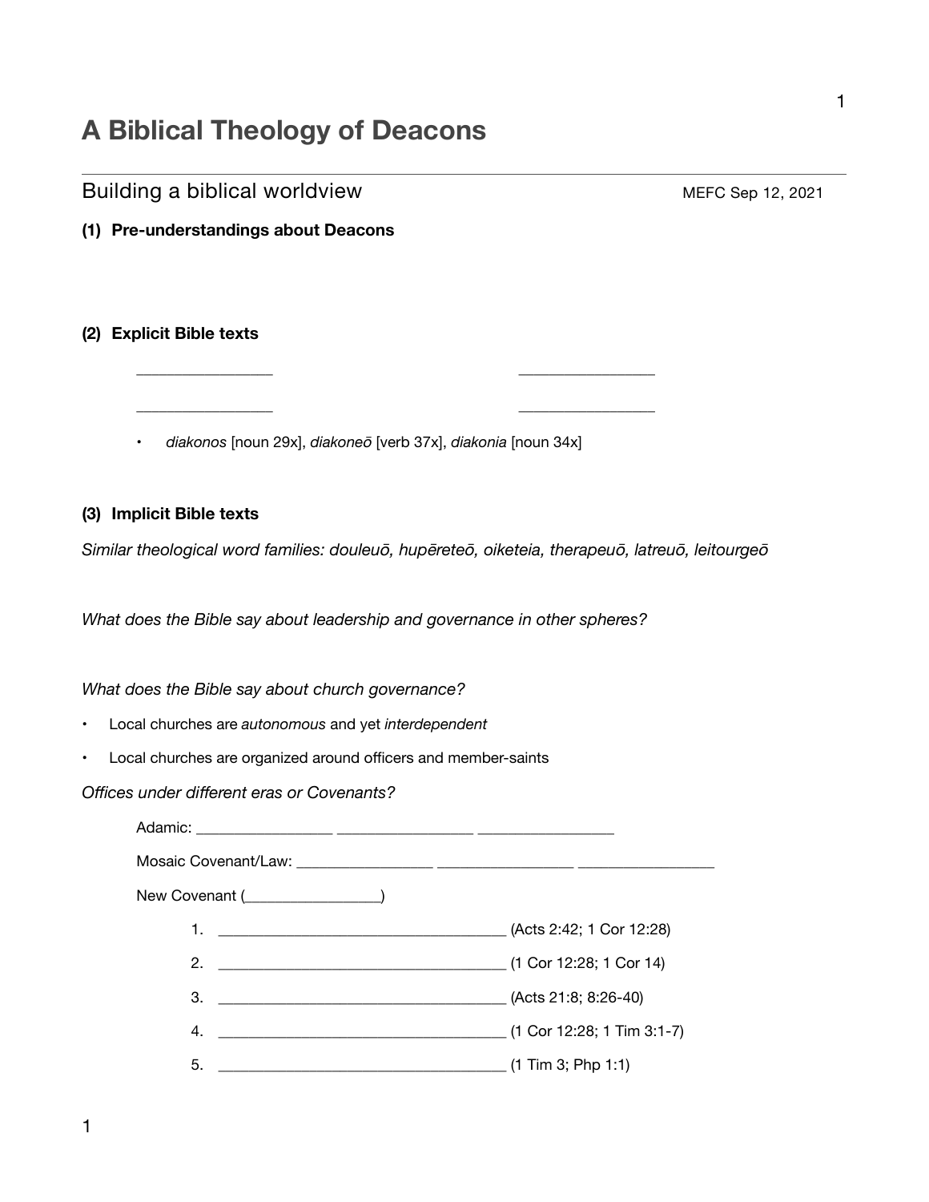# A Biblical Theology of Deacons

## Building a biblical worldview

MEFC Sep 12, 2021

**(1) Pre-understandings about Deacons**

**(2) Explicit Bible texts**

________________ ________________

________________ ________________

- *diakonos* [noun 29x], *diakoneō* [verb 37x], *diakonia* [noun 34x]

**(3) Implicit Bible texts**

*Similar theological word families: douleuō, hupēreteō, oiketeia, therapeuō, latreuō, leitourgeō*

*What does the Bible say about leadership and governance in other spheres?*

*What does the Bible say about church governance?*

- Local churches are *autonomous* and yet *interdependent*
- Local churches are organized around officers and member-saints

*Offices under different eras or Covenants?*

Adamic: ________________ ________________ ________________

Mosaic Covenant/Law: ________________ ________________ ________________

New Covenant (________________)

1. ____________________________________ (Acts 2:42; 1 Cor 12:28)
2. ____________________________________ (1 Cor 12:28; 1 Cor 14)
3. ____________________________________ (Acts 21:8; 8:26-40)
4. ____________________________________ (1 Cor 12:28; 1 Tim 3:1-7)
5. ____________________________________ (1 Tim 3; Php 1:1)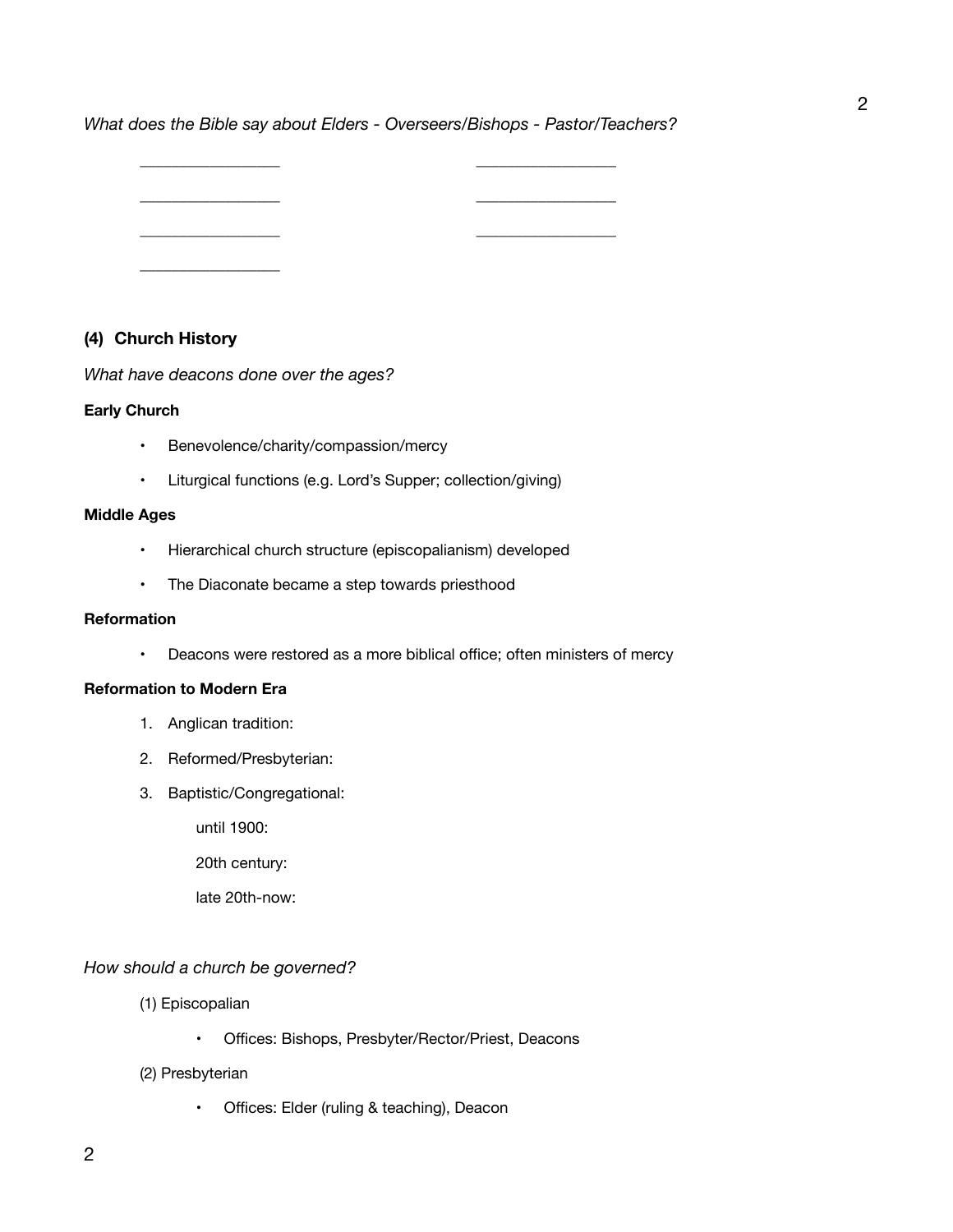*What does the Bible say about Elders - Overseers/Bishops - Pastor/Teachers?*

________________ ________________

________________ ________________

________________ ________________

________________

### (4) Church History

*What have deacons done over the ages?*

**Early Church**

- Benevolence/charity/compassion/mercy
- Liturgical functions (e.g. Lord's Supper; collection/giving)

**Middle Ages**

- Hierarchical church structure (episcopalianism) developed
- The Diaconate became a step towards priesthood

**Reformation**

- Deacons were restored as a more biblical office; often ministers of mercy

**Reformation to Modern Era**

1. Anglican tradition:
2. Reformed/Presbyterian:
3. Baptistic/Congregational:

   until 1900:

   20th century:

   late 20th-now:

*How should a church be governed?*

(1) Episcopalian

- Offices: Bishops, Presbyter/Rector/Priest, Deacons

(2) Presbyterian

- Offices: Elder (ruling & teaching), Deacon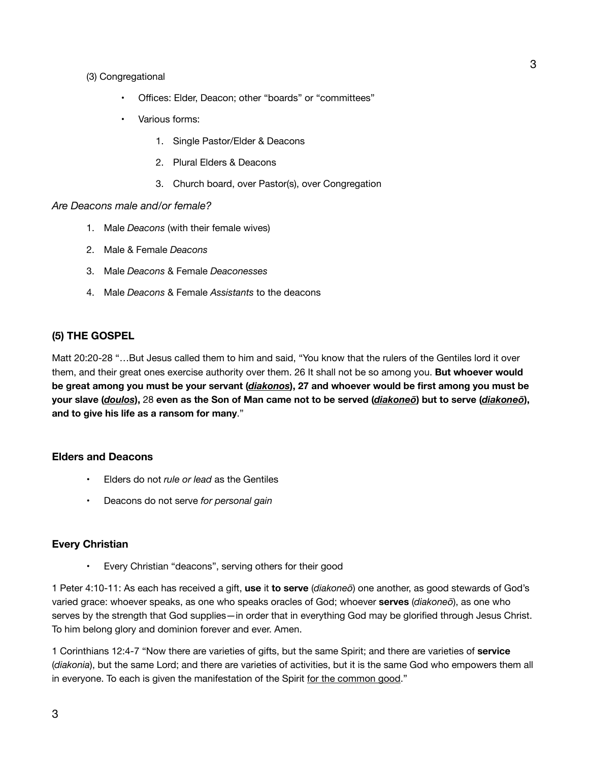(3) Congregational

- Offices: Elder, Deacon; other "boards" or "committees"
- Various forms:
    1. Single Pastor/Elder & Deacons
    2. Plural Elders & Deacons
    3. Church board, over Pastor(s), over Congregation

*Are Deacons male and/or female?*

1. Male *Deacons* (with their female wives)
2. Male & Female *Deacons*
3. Male *Deacons* & Female *Deaconesses*
4. Male *Deacons* & Female *Assistants* to the deacons

### (5) THE GOSPEL

Matt 20:20-28 "…But Jesus called them to him and said, "You know that the rulers of the Gentiles lord it over them, and their great ones exercise authority over them. 26 It shall not be so among you. **But whoever would be great among you must be your servant (*<u>diakonos</u>*), 27 and whoever would be first among you must be your slave (*<u>doulos</u>*),** 28 **even as the Son of Man came not to be served (*<u>diakoneō</u>*) but to serve (*<u>diakoneō</u>*), and to give his life as a ransom for many**."

### Elders and Deacons

- Elders do not *rule or lead* as the Gentiles
- Deacons do not serve *for personal gain*

### Every Christian

- Every Christian "deacons", serving others for their good

1 Peter 4:10-11: As each has received a gift, **use** it **to serve** (*diakoneō*) one another, as good stewards of God's varied grace: whoever speaks, as one who speaks oracles of God; whoever **serves** (*diakoneō*), as one who serves by the strength that God supplies—in order that in everything God may be glorified through Jesus Christ. To him belong glory and dominion forever and ever. Amen.

1 Corinthians 12:4-7 "Now there are varieties of gifts, but the same Spirit; and there are varieties of **service** (*diakonia*), but the same Lord; and there are varieties of activities, but it is the same God who empowers them all in everyone. To each is given the manifestation of the Spirit <u>for the common good</u>."